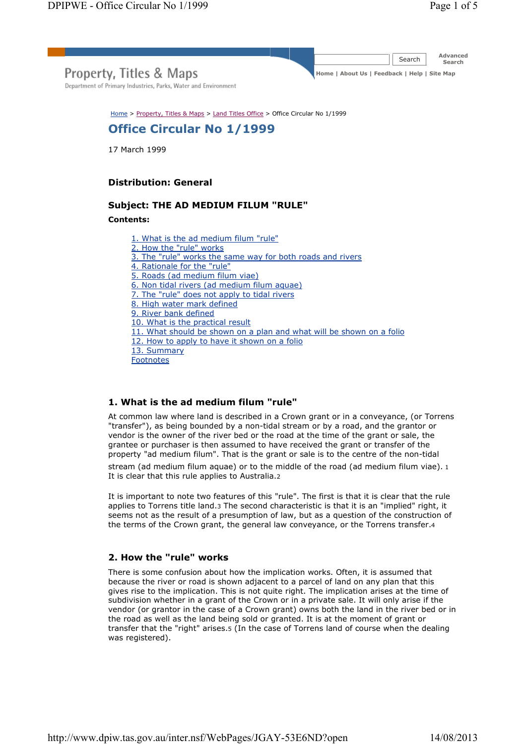Property, Titles & Maps

Department of Primary Industries, Parks, Water and Environment

Home | About Us | Feedback | Help | Site Map

Home > Property, Titles & Maps > Land Titles Office > Office Circular No 1/1999

# Office Circular No 1/1999

17 March 1999

### Distribution: General

### Subject: THE AD MEDIUM FILUM "RULE"

**Contents:**

- 1. What is the ad medium filum "rule"
- 2. How the "rule" works
- 3. The "rule" works the same way for both roads and rivers
- 4. Rationale for the "rule"
- 5. Roads (ad medium filum viae)
- 6. Non tidal rivers (ad medium filum aquae)
- 7. The "rule" does not apply to tidal rivers
- 8. High water mark defined
- 9. River bank defined
- 10. What is the practical result
- 11. What should be shown on a plan and what will be shown on a folio
- 12. How to apply to have it shown on a folio
- 13. Summary
- Footnotes

## 1. What is the ad medium filum "rule"

At common law where land is described in a Crown grant or in a conveyance, (or Torrens "transfer"), as being bounded by a non-tidal stream or by a road, and the grantor or vendor is the owner of the river bed or the road at the time of the grant or sale, the grantee or purchaser is then assumed to have received the grant or transfer of the property "ad medium filum". That is the grant or sale is to the centre of the non-tidal stream (ad medium filum aquae) or to the middle of the road (ad medium filum viae).[1] It is clear that this rule applies to Australia.[2]

It is important to note two features of this "rule". The first is that it is clear that the rule applies to Torrens title land.[3] The second characteristic is that it is an "implied" right, it seems not as the result of a presumption of law, but as a question of the construction of the terms of the Crown grant, the general law conveyance, or the Torrens transfer.[4]

## 2. How the "rule" works

There is some confusion about how the implication works. Often, it is assumed that because the river or road is shown adjacent to a parcel of land on any plan that this gives rise to the implication. This is not quite right. The implication arises at the time of subdivision whether in a grant of the Crown or in a private sale. It will only arise if the vendor (or grantor in the case of a Crown grant) owns both the land in the river bed or in the road as well as the land being sold or granted. It is at the moment of grant or transfer that the "right" arises.[5] (In the case of Torrens land of course when the dealing was registered).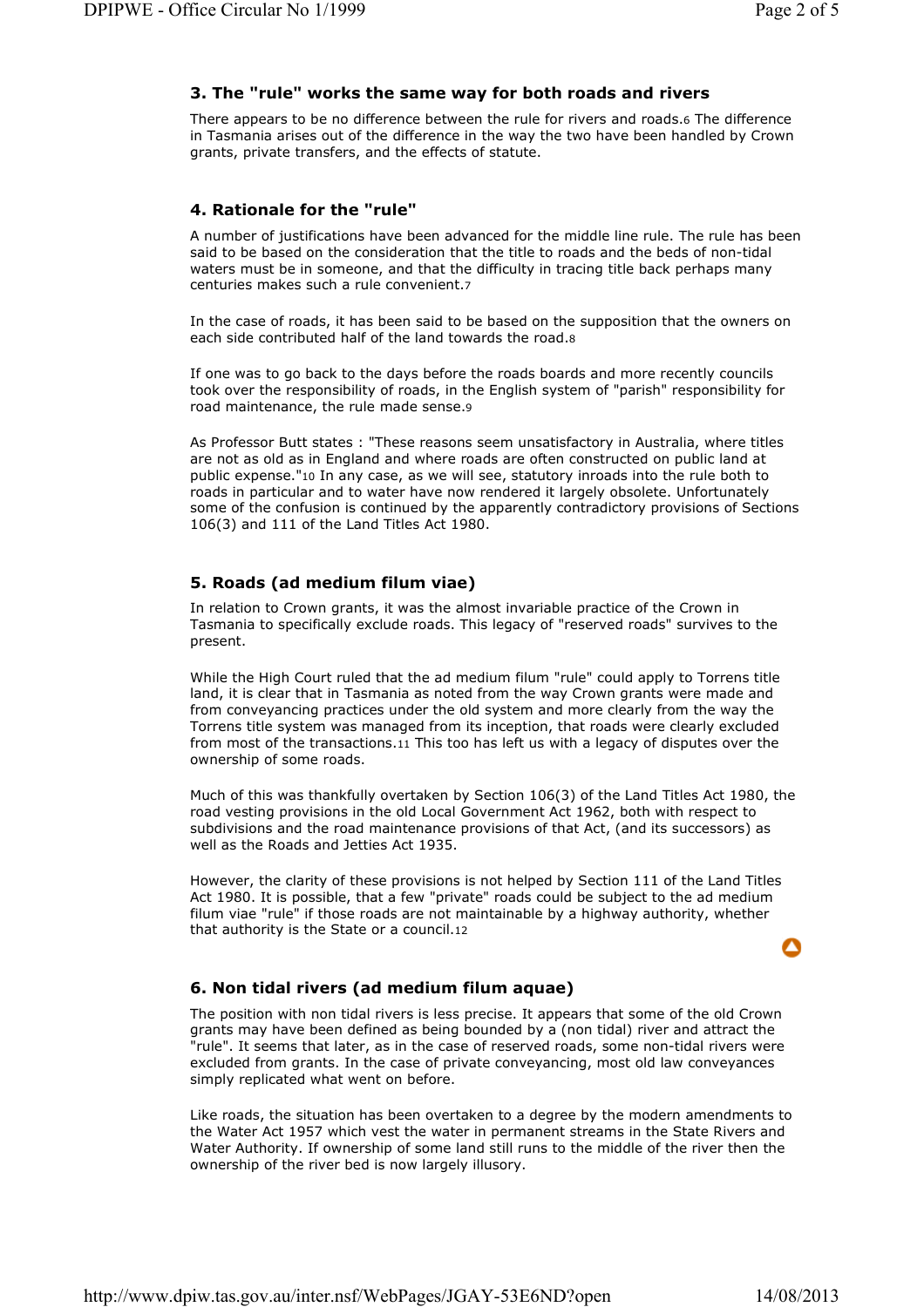### 3. The "rule" works the same way for both roads and rivers

There appears to be no difference between the rule for rivers and roads.[6] The difference in Tasmania arises out of the difference in the way the two have been handled by Crown grants, private transfers, and the effects of statute.

### 4. Rationale for the "rule"

A number of justifications have been advanced for the middle line rule. The rule has been said to be based on the consideration that the title to roads and the beds of non-tidal waters must be in someone, and that the difficulty in tracing title back perhaps many centuries makes such a rule convenient.[7]

In the case of roads, it has been said to be based on the supposition that the owners on each side contributed half of the land towards the road.[8]

If one was to go back to the days before the roads boards and more recently councils took over the responsibility of roads, in the English system of "parish" responsibility for road maintenance, the rule made sense.[9]

As Professor Butt states : "These reasons seem unsatisfactory in Australia, where titles are not as old as in England and where roads are often constructed on public land at public expense."[10] In any case, as we will see, statutory inroads into the rule both to roads in particular and to water have now rendered it largely obsolete. Unfortunately some of the confusion is continued by the apparently contradictory provisions of Sections 106(3) and 111 of the Land Titles Act 1980.

### 5. Roads (ad medium filum viae)

In relation to Crown grants, it was the almost invariable practice of the Crown in Tasmania to specifically exclude roads. This legacy of "reserved roads" survives to the present.

While the High Court ruled that the ad medium filum "rule" could apply to Torrens title land, it is clear that in Tasmania as noted from the way Crown grants were made and from conveyancing practices under the old system and more clearly from the way the Torrens title system was managed from its inception, that roads were clearly excluded from most of the transactions.[11] This too has left us with a legacy of disputes over the ownership of some roads.

Much of this was thankfully overtaken by Section 106(3) of the Land Titles Act 1980, the road vesting provisions in the old Local Government Act 1962, both with respect to subdivisions and the road maintenance provisions of that Act, (and its successors) as well as the Roads and Jetties Act 1935.

However, the clarity of these provisions is not helped by Section 111 of the Land Titles Act 1980. It is possible, that a few "private" roads could be subject to the ad medium filum viae "rule" if those roads are not maintainable by a highway authority, whether that authority is the State or a council.[12]

### 6. Non tidal rivers (ad medium filum aquae)

The position with non tidal rivers is less precise. It appears that some of the old Crown grants may have been defined as being bounded by a (non tidal) river and attract the "rule". It seems that later, as in the case of reserved roads, some non-tidal rivers were excluded from grants. In the case of private conveyancing, most old law conveyances simply replicated what went on before.

Like roads, the situation has been overtaken to a degree by the modern amendments to the Water Act 1957 which vest the water in permanent streams in the State Rivers and Water Authority. If ownership of some land still runs to the middle of the river then the ownership of the river bed is now largely illusory.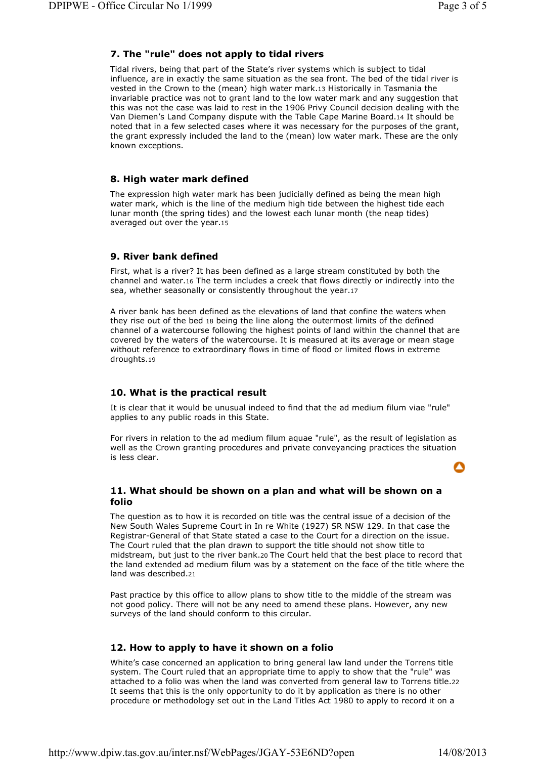## 7. The "rule" does not apply to tidal rivers

Tidal rivers, being that part of the State's river systems which is subject to tidal influence, are in exactly the same situation as the sea front. The bed of the tidal river is vested in the Crown to the (mean) high water mark.[13] Historically in Tasmania the invariable practice was not to grant land to the low water mark and any suggestion that this was not the case was laid to rest in the 1906 Privy Council decision dealing with the Van Diemen's Land Company dispute with the Table Cape Marine Board.[14] It should be noted that in a few selected cases where it was necessary for the purposes of the grant, the grant expressly included the land to the (mean) low water mark. These are the only known exceptions.

## 8. High water mark defined

The expression high water mark has been judicially defined as being the mean high water mark, which is the line of the medium high tide between the highest tide each lunar month (the spring tides) and the lowest each lunar month (the neap tides) averaged out over the year.[15]

## 9. River bank defined

First, what is a river? It has been defined as a large stream constituted by both the channel and water.[16] The term includes a creek that flows directly or indirectly into the sea, whether seasonally or consistently throughout the year.[17]

A river bank has been defined as the elevations of land that confine the waters when they rise out of the bed [18] being the line along the outermost limits of the defined channel of a watercourse following the highest points of land within the channel that are covered by the waters of the watercourse. It is measured at its average or mean stage without reference to extraordinary flows in time of flood or limited flows in extreme droughts.[19]

## 10. What is the practical result

It is clear that it would be unusual indeed to find that the ad medium filum viae "rule" applies to any public roads in this State.

For rivers in relation to the ad medium filum aquae "rule", as the result of legislation as well as the Crown granting procedures and private conveyancing practices the situation is less clear.

## 11. What should be shown on a plan and what will be shown on a folio

The question as to how it is recorded on title was the central issue of a decision of the New South Wales Supreme Court in In re White (1927) SR NSW 129. In that case the Registrar-General of that State stated a case to the Court for a direction on the issue. The Court ruled that the plan drawn to support the title should not show title to midstream, but just to the river bank.[20] The Court held that the best place to record that the land extended ad medium filum was by a statement on the face of the title where the land was described.[21]

Past practice by this office to allow plans to show title to the middle of the stream was not good policy. There will not be any need to amend these plans. However, any new surveys of the land should conform to this circular.

## 12. How to apply to have it shown on a folio

White's case concerned an application to bring general law land under the Torrens title system. The Court ruled that an appropriate time to apply to show that the "rule" was attached to a folio was when the land was converted from general law to Torrens title.[22] It seems that this is the only opportunity to do it by application as there is no other procedure or methodology set out in the Land Titles Act 1980 to apply to record it on a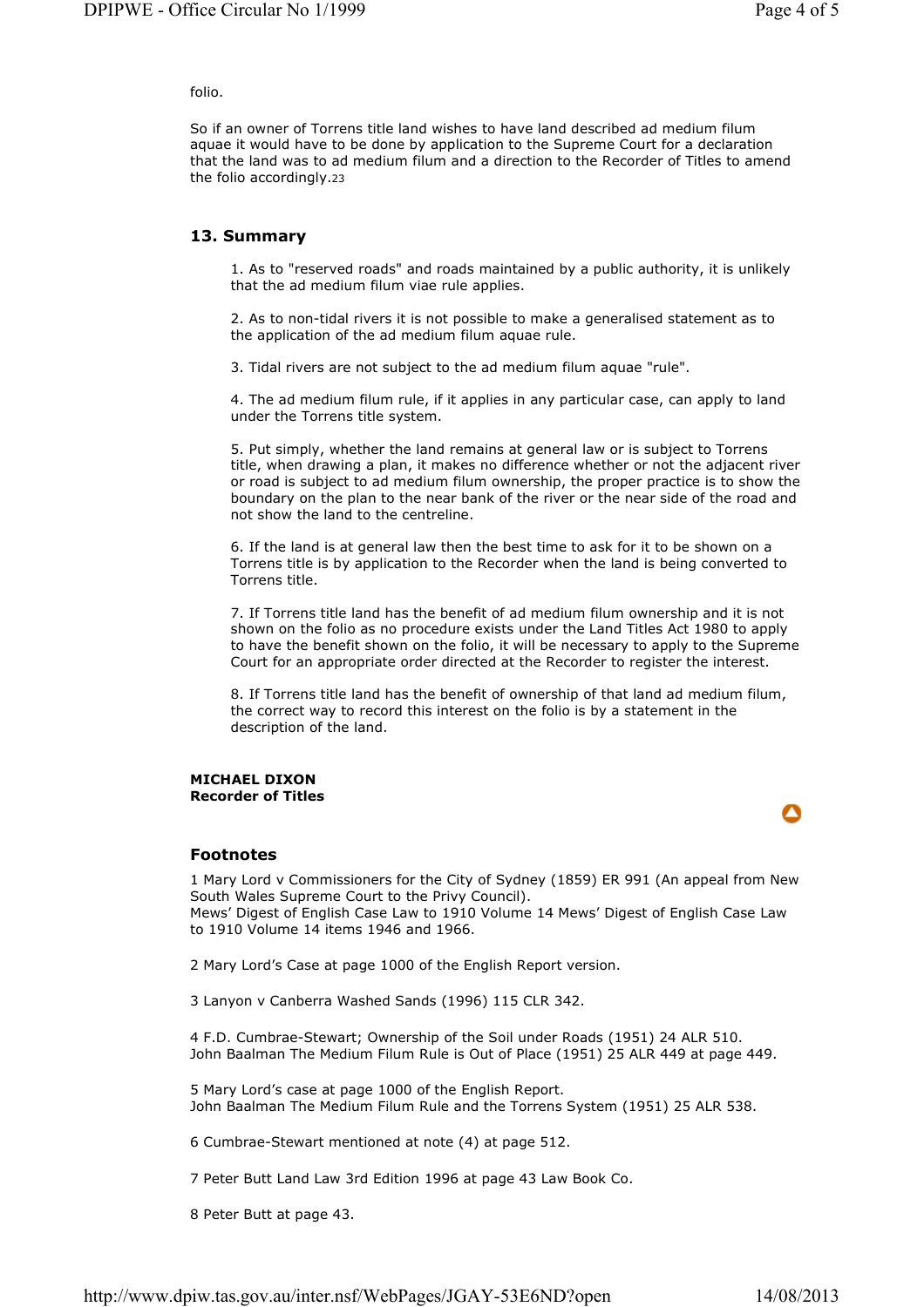folio.

So if an owner of Torrens title land wishes to have land described ad medium filum aquae it would have to be done by application to the Supreme Court for a declaration that the land was to ad medium filum and a direction to the Recorder of Titles to amend the folio accordingly.[23]

## 13. Summary

1. As to "reserved roads" and roads maintained by a public authority, it is unlikely that the ad medium filum viae rule applies.

2. As to non-tidal rivers it is not possible to make a generalised statement as to the application of the ad medium filum aquae rule.

3. Tidal rivers are not subject to the ad medium filum aquae "rule".

4. The ad medium filum rule, if it applies in any particular case, can apply to land under the Torrens title system.

5. Put simply, whether the land remains at general law or is subject to Torrens title, when drawing a plan, it makes no difference whether or not the adjacent river or road is subject to ad medium filum ownership, the proper practice is to show the boundary on the plan to the near bank of the river or the near side of the road and not show the land to the centreline.

6. If the land is at general law then the best time to ask for it to be shown on a Torrens title is by application to the Recorder when the land is being converted to Torrens title.

7. If Torrens title land has the benefit of ad medium filum ownership and it is not shown on the folio as no procedure exists under the Land Titles Act 1980 to apply to have the benefit shown on the folio, it will be necessary to apply to the Supreme Court for an appropriate order directed at the Recorder to register the interest.

8. If Torrens title land has the benefit of ownership of that land ad medium filum, the correct way to record this interest on the folio is by a statement in the description of the land.

**MICHAEL DIXON**
**Recorder of Titles**

## Footnotes

1 Mary Lord v Commissioners for the City of Sydney (1859) ER 991 (An appeal from New South Wales Supreme Court to the Privy Council).
Mews' Digest of English Case Law to 1910 Volume 14 Mews' Digest of English Case Law to 1910 Volume 14 items 1946 and 1966.

2 Mary Lord's Case at page 1000 of the English Report version.

3 Lanyon v Canberra Washed Sands (1996) 115 CLR 342.

4 F.D. Cumbrae-Stewart; Ownership of the Soil under Roads (1951) 24 ALR 510.
John Baalman The Medium Filum Rule is Out of Place (1951) 25 ALR 449 at page 449.

5 Mary Lord's case at page 1000 of the English Report.
John Baalman The Medium Filum Rule and the Torrens System (1951) 25 ALR 538.

6 Cumbrae-Stewart mentioned at note (4) at page 512.

7 Peter Butt Land Law 3rd Edition 1996 at page 43 Law Book Co.

8 Peter Butt at page 43.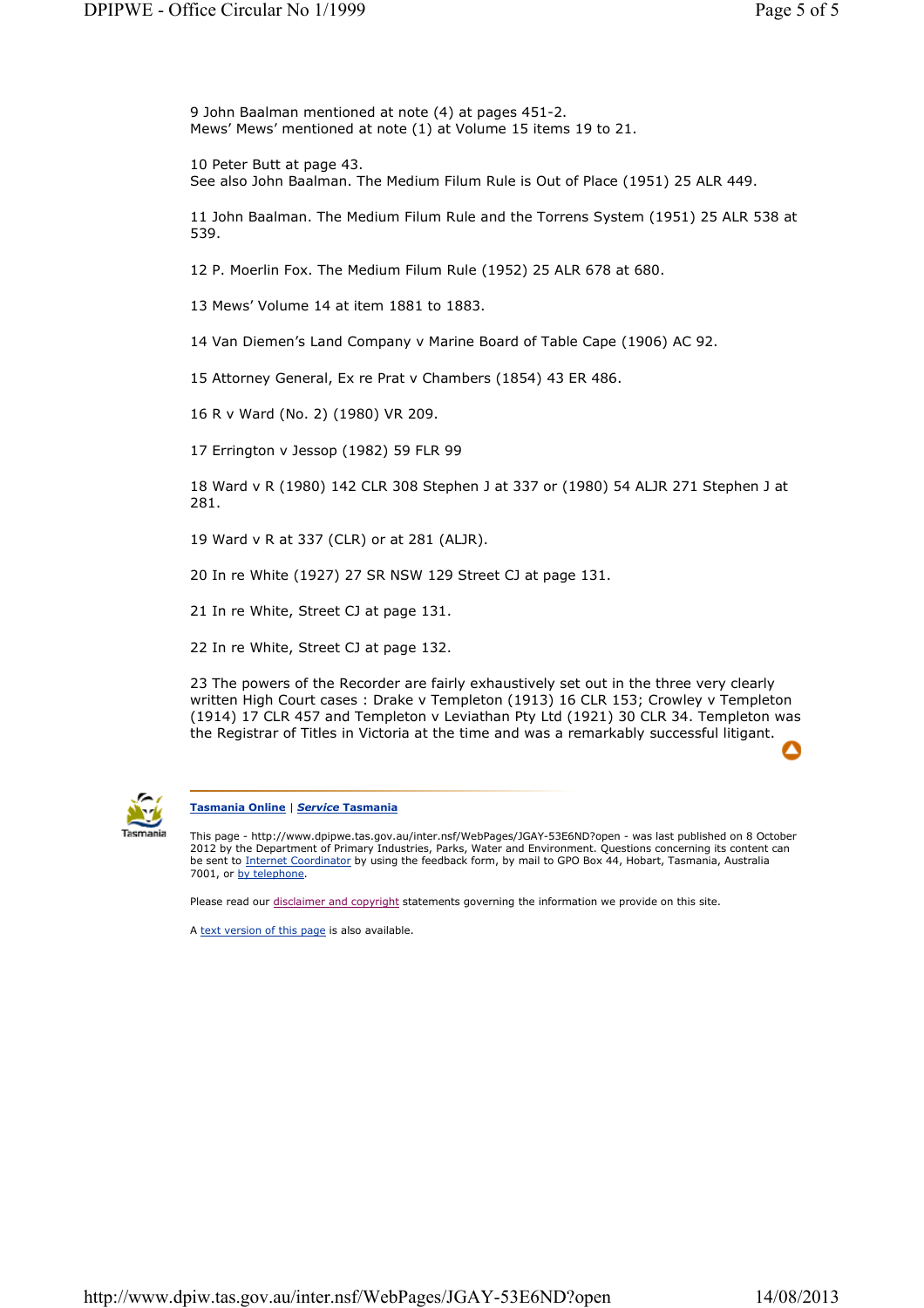9 John Baalman mentioned at note (4) at pages 451-2.
Mews' Mews' mentioned at note (1) at Volume 15 items 19 to 21.

10 Peter Butt at page 43.
See also John Baalman. The Medium Filum Rule is Out of Place (1951) 25 ALR 449.

11 John Baalman. The Medium Filum Rule and the Torrens System (1951) 25 ALR 538 at 539.

12 P. Moerlin Fox. The Medium Filum Rule (1952) 25 ALR 678 at 680.

13 Mews' Volume 14 at item 1881 to 1883.

14 Van Diemen's Land Company v Marine Board of Table Cape (1906) AC 92.

15 Attorney General, Ex re Prat v Chambers (1854) 43 ER 486.

16 R v Ward (No. 2) (1980) VR 209.

17 Errington v Jessop (1982) 59 FLR 99

18 Ward v R (1980) 142 CLR 308 Stephen J at 337 or (1980) 54 ALJR 271 Stephen J at 281.

19 Ward v R at 337 (CLR) or at 281 (ALJR).

20 In re White (1927) 27 SR NSW 129 Street CJ at page 131.

21 In re White, Street CJ at page 131.

22 In re White, Street CJ at page 132.

23 The powers of the Recorder are fairly exhaustively set out in the three very clearly written High Court cases : Drake v Templeton (1913) 16 CLR 153; Crowley v Templeton (1914) 17 CLR 457 and Templeton v Leviathan Pty Ltd (1921) 30 CLR 34. Templeton was the Registrar of Titles in Victoria at the time and was a remarkably successful litigant.

Tasmania

Tasmania Online | *Service* Tasmania

This page - http://www.dpipwe.tas.gov.au/inter.nsf/WebPages/JGAY-53E6ND?open - was last published on 8 October 2012 by the Department of Primary Industries, Parks, Water and Environment. Questions concerning its content can be sent to Internet Coordinator by using the feedback form, by mail to GPO Box 44, Hobart, Tasmania, Australia 7001, or by telephone.

Please read our disclaimer and copyright statements governing the information we provide on this site.

A text version of this page is also available.